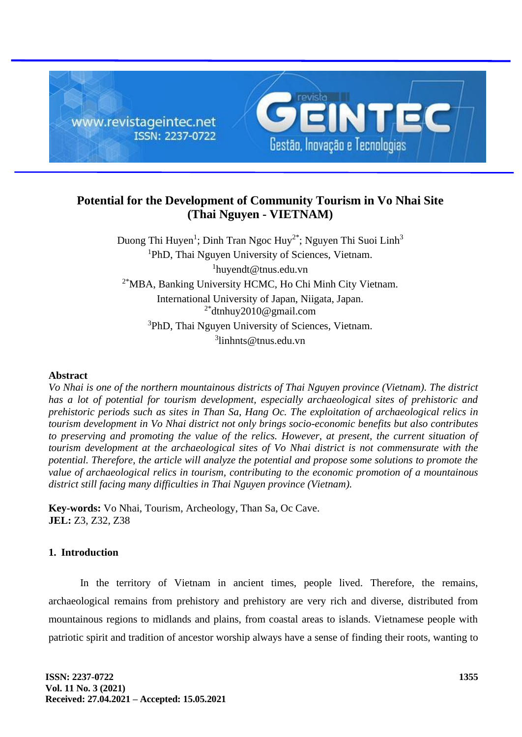# Potential for the Development of Community Tourism in Vo Nhai Site (Thai Nguyen - VIETNAM)

Duong Thi Huyen[1]; Dinh Tran Ngoc Huy[2*]; Nguyen Thi Suoi Linh[3]

[1]PhD, Thai Nguyen University of Sciences, Vietnam.
[1]huyendt@tnus.edu.vn

[2*]MBA, Banking University HCMC, Ho Chi Minh City Vietnam.
International University of Japan, Niigata, Japan.
[2*]dtnhuy2010@gmail.com

[3]PhD, Thai Nguyen University of Sciences, Vietnam.
[3]linhnts@tnus.edu.vn

**Abstract**

*Vo Nhai is one of the northern mountainous districts of Thai Nguyen province (Vietnam). The district has a lot of potential for tourism development, especially archaeological sites of prehistoric and prehistoric periods such as sites in Than Sa, Hang Oc. The exploitation of archaeological relics in tourism development in Vo Nhai district not only brings socio-economic benefits but also contributes to preserving and promoting the value of the relics. However, at present, the current situation of tourism development at the archaeological sites of Vo Nhai district is not commensurate with the potential. Therefore, the article will analyze the potential and propose some solutions to promote the value of archaeological relics in tourism, contributing to the economic promotion of a mountainous district still facing many difficulties in Thai Nguyen province (Vietnam).*

**Key-words:** Vo Nhai, Tourism, Archeology, Than Sa, Oc Cave.
**JEL:** Z3, Z32, Z38

## 1. Introduction

In the territory of Vietnam in ancient times, people lived. Therefore, the remains, archaeological remains from prehistory and prehistory are very rich and diverse, distributed from mountainous regions to midlands and plains, from coastal areas to islands. Vietnamese people with patriotic spirit and tradition of ancestor worship always have a sense of finding their roots, wanting to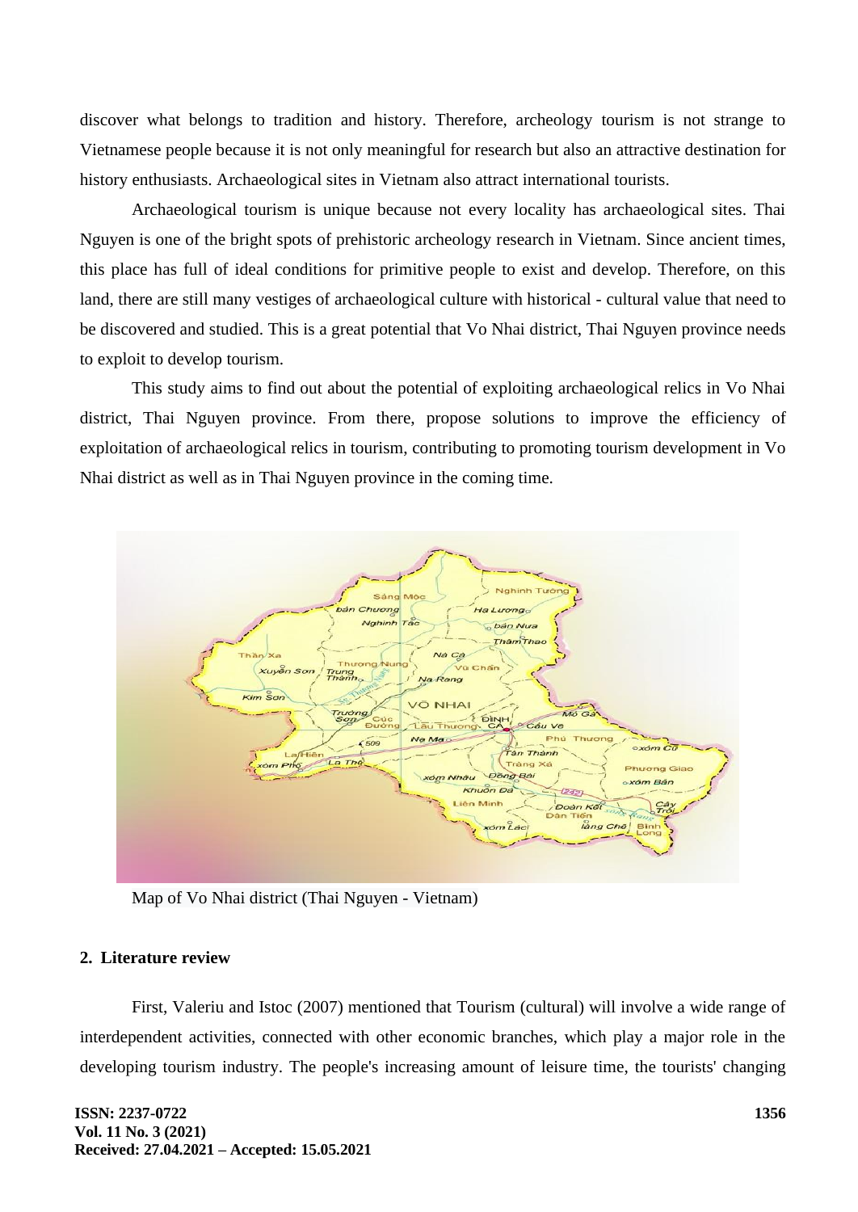discover what belongs to tradition and history. Therefore, archeology tourism is not strange to Vietnamese people because it is not only meaningful for research but also an attractive destination for history enthusiasts. Archaeological sites in Vietnam also attract international tourists.

Archaeological tourism is unique because not every locality has archaeological sites. Thai Nguyen is one of the bright spots of prehistoric archeology research in Vietnam. Since ancient times, this place has full of ideal conditions for primitive people to exist and develop. Therefore, on this land, there are still many vestiges of archaeological culture with historical - cultural value that need to be discovered and studied. This is a great potential that Vo Nhai district, Thai Nguyen province needs to exploit to develop tourism.

This study aims to find out about the potential of exploiting archaeological relics in Vo Nhai district, Thai Nguyen province. From there, propose solutions to improve the efficiency of exploitation of archaeological relics in tourism, contributing to promoting tourism development in Vo Nhai district as well as in Thai Nguyen province in the coming time.

Map of Vo Nhai district (Thai Nguyen - Vietnam)

## 2. Literature review

First, Valeriu and Istoc (2007) mentioned that Tourism (cultural) will involve a wide range of interdependent activities, connected with other economic branches, which play a major role in the developing tourism industry. The people's increasing amount of leisure time, the tourists' changing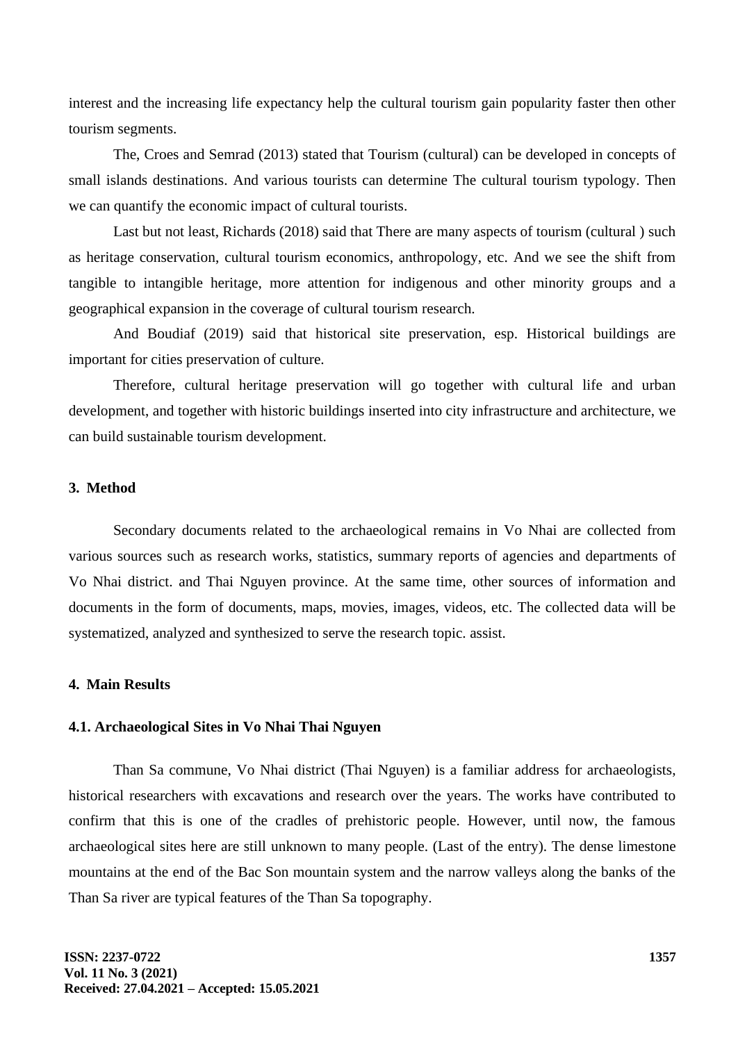interest and the increasing life expectancy help the cultural tourism gain popularity faster then other tourism segments.

The, Croes and Semrad (2013) stated that Tourism (cultural) can be developed in concepts of small islands destinations. And various tourists can determine The cultural tourism typology. Then we can quantify the economic impact of cultural tourists.

Last but not least, Richards (2018) said that There are many aspects of tourism (cultural ) such as heritage conservation, cultural tourism economics, anthropology, etc. And we see the shift from tangible to intangible heritage, more attention for indigenous and other minority groups and a geographical expansion in the coverage of cultural tourism research.

And Boudiaf (2019) said that historical site preservation, esp. Historical buildings are important for cities preservation of culture.

Therefore, cultural heritage preservation will go together with cultural life and urban development, and together with historic buildings inserted into city infrastructure and architecture, we can build sustainable tourism development.

## 3. Method

Secondary documents related to the archaeological remains in Vo Nhai are collected from various sources such as research works, statistics, summary reports of agencies and departments of Vo Nhai district. and Thai Nguyen province. At the same time, other sources of information and documents in the form of documents, maps, movies, images, videos, etc. The collected data will be systematized, analyzed and synthesized to serve the research topic. assist.

## 4. Main Results

### 4.1. Archaeological Sites in Vo Nhai Thai Nguyen

Than Sa commune, Vo Nhai district (Thai Nguyen) is a familiar address for archaeologists, historical researchers with excavations and research over the years. The works have contributed to confirm that this is one of the cradles of prehistoric people. However, until now, the famous archaeological sites here are still unknown to many people. (Last of the entry). The dense limestone mountains at the end of the Bac Son mountain system and the narrow valleys along the banks of the Than Sa river are typical features of the Than Sa topography.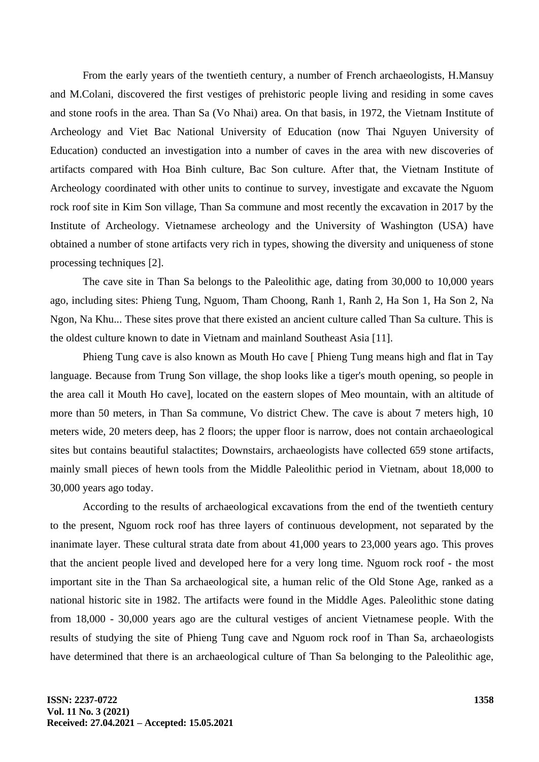From the early years of the twentieth century, a number of French archaeologists, H.Mansuy and M.Colani, discovered the first vestiges of prehistoric people living and residing in some caves and stone roofs in the area. Than Sa (Vo Nhai) area. On that basis, in 1972, the Vietnam Institute of Archeology and Viet Bac National University of Education (now Thai Nguyen University of Education) conducted an investigation into a number of caves in the area with new discoveries of artifacts compared with Hoa Binh culture, Bac Son culture. After that, the Vietnam Institute of Archeology coordinated with other units to continue to survey, investigate and excavate the Nguom rock roof site in Kim Son village, Than Sa commune and most recently the excavation in 2017 by the Institute of Archeology. Vietnamese archeology and the University of Washington (USA) have obtained a number of stone artifacts very rich in types, showing the diversity and uniqueness of stone processing techniques [2].

The cave site in Than Sa belongs to the Paleolithic age, dating from 30,000 to 10,000 years ago, including sites: Phieng Tung, Nguom, Tham Choong, Ranh 1, Ranh 2, Ha Son 1, Ha Son 2, Na Ngon, Na Khu... These sites prove that there existed an ancient culture called Than Sa culture. This is the oldest culture known to date in Vietnam and mainland Southeast Asia [11].

Phieng Tung cave is also known as Mouth Ho cave [ Phieng Tung means high and flat in Tay language. Because from Trung Son village, the shop looks like a tiger's mouth opening, so people in the area call it Mouth Ho cave], located on the eastern slopes of Meo mountain, with an altitude of more than 50 meters, in Than Sa commune, Vo district Chew. The cave is about 7 meters high, 10 meters wide, 20 meters deep, has 2 floors; the upper floor is narrow, does not contain archaeological sites but contains beautiful stalactites; Downstairs, archaeologists have collected 659 stone artifacts, mainly small pieces of hewn tools from the Middle Paleolithic period in Vietnam, about 18,000 to 30,000 years ago today.

According to the results of archaeological excavations from the end of the twentieth century to the present, Nguom rock roof has three layers of continuous development, not separated by the inanimate layer. These cultural strata date from about 41,000 years to 23,000 years ago. This proves that the ancient people lived and developed here for a very long time. Nguom rock roof - the most important site in the Than Sa archaeological site, a human relic of the Old Stone Age, ranked as a national historic site in 1982. The artifacts were found in the Middle Ages. Paleolithic stone dating from 18,000 - 30,000 years ago are the cultural vestiges of ancient Vietnamese people. With the results of studying the site of Phieng Tung cave and Nguom rock roof in Than Sa, archaeologists have determined that there is an archaeological culture of Than Sa belonging to the Paleolithic age,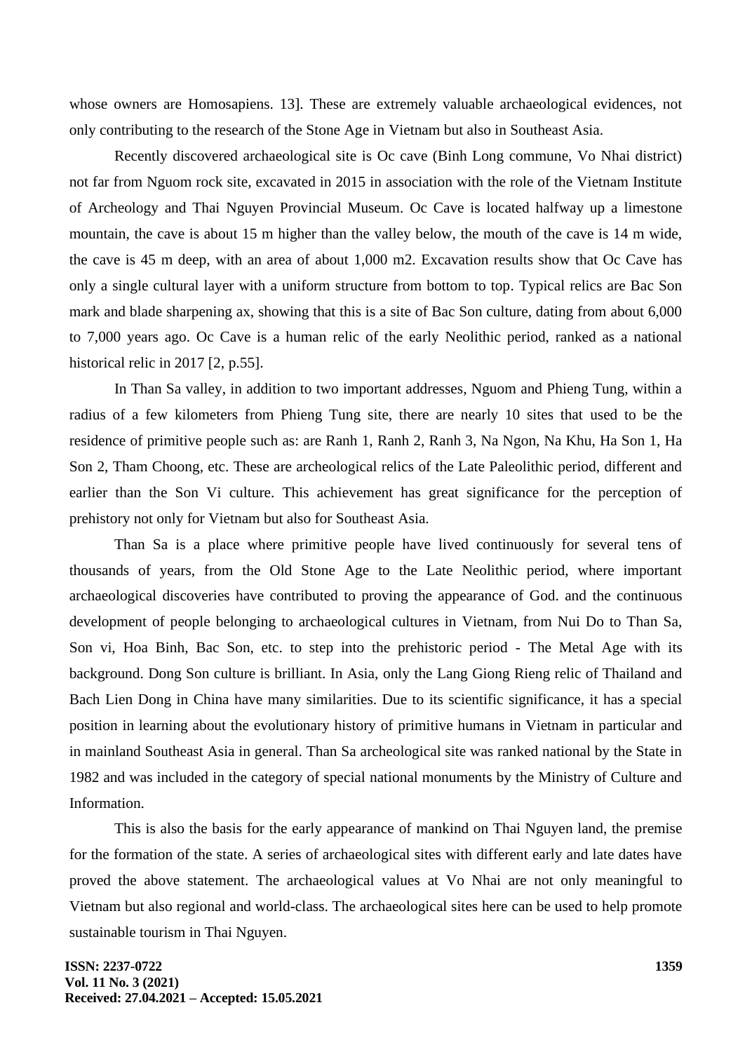whose owners are Homosapiens. 13]. These are extremely valuable archaeological evidences, not only contributing to the research of the Stone Age in Vietnam but also in Southeast Asia.

Recently discovered archaeological site is Oc cave (Binh Long commune, Vo Nhai district) not far from Nguom rock site, excavated in 2015 in association with the role of the Vietnam Institute of Archeology and Thai Nguyen Provincial Museum. Oc Cave is located halfway up a limestone mountain, the cave is about 15 m higher than the valley below, the mouth of the cave is 14 m wide, the cave is 45 m deep, with an area of about 1,000 m2. Excavation results show that Oc Cave has only a single cultural layer with a uniform structure from bottom to top. Typical relics are Bac Son mark and blade sharpening ax, showing that this is a site of Bac Son culture, dating from about 6,000 to 7,000 years ago. Oc Cave is a human relic of the early Neolithic period, ranked as a national historical relic in 2017 [2, p.55].

In Than Sa valley, in addition to two important addresses, Nguom and Phieng Tung, within a radius of a few kilometers from Phieng Tung site, there are nearly 10 sites that used to be the residence of primitive people such as: are Ranh 1, Ranh 2, Ranh 3, Na Ngon, Na Khu, Ha Son 1, Ha Son 2, Tham Choong, etc. These are archeological relics of the Late Paleolithic period, different and earlier than the Son Vi culture. This achievement has great significance for the perception of prehistory not only for Vietnam but also for Southeast Asia.

Than Sa is a place where primitive people have lived continuously for several tens of thousands of years, from the Old Stone Age to the Late Neolithic period, where important archaeological discoveries have contributed to proving the appearance of God. and the continuous development of people belonging to archaeological cultures in Vietnam, from Nui Do to Than Sa, Son vi, Hoa Binh, Bac Son, etc. to step into the prehistoric period - The Metal Age with its background. Dong Son culture is brilliant. In Asia, only the Lang Giong Rieng relic of Thailand and Bach Lien Dong in China have many similarities. Due to its scientific significance, it has a special position in learning about the evolutionary history of primitive humans in Vietnam in particular and in mainland Southeast Asia in general. Than Sa archeological site was ranked national by the State in 1982 and was included in the category of special national monuments by the Ministry of Culture and Information.

This is also the basis for the early appearance of mankind on Thai Nguyen land, the premise for the formation of the state. A series of archaeological sites with different early and late dates have proved the above statement. The archaeological values at Vo Nhai are not only meaningful to Vietnam but also regional and world-class. The archaeological sites here can be used to help promote sustainable tourism in Thai Nguyen.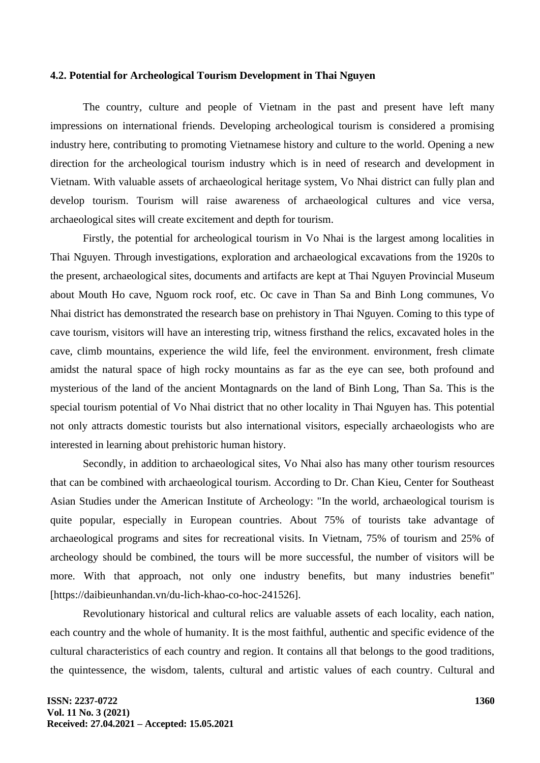### 4.2. Potential for Archeological Tourism Development in Thai Nguyen

The country, culture and people of Vietnam in the past and present have left many impressions on international friends. Developing archeological tourism is considered a promising industry here, contributing to promoting Vietnamese history and culture to the world. Opening a new direction for the archeological tourism industry which is in need of research and development in Vietnam. With valuable assets of archaeological heritage system, Vo Nhai district can fully plan and develop tourism. Tourism will raise awareness of archaeological cultures and vice versa, archaeological sites will create excitement and depth for tourism.

Firstly, the potential for archeological tourism in Vo Nhai is the largest among localities in Thai Nguyen. Through investigations, exploration and archaeological excavations from the 1920s to the present, archaeological sites, documents and artifacts are kept at Thai Nguyen Provincial Museum about Mouth Ho cave, Nguom rock roof, etc. Oc cave in Than Sa and Binh Long communes, Vo Nhai district has demonstrated the research base on prehistory in Thai Nguyen. Coming to this type of cave tourism, visitors will have an interesting trip, witness firsthand the relics, excavated holes in the cave, climb mountains, experience the wild life, feel the environment. environment, fresh climate amidst the natural space of high rocky mountains as far as the eye can see, both profound and mysterious of the land of the ancient Montagnards on the land of Binh Long, Than Sa. This is the special tourism potential of Vo Nhai district that no other locality in Thai Nguyen has. This potential not only attracts domestic tourists but also international visitors, especially archaeologists who are interested in learning about prehistoric human history.

Secondly, in addition to archaeological sites, Vo Nhai also has many other tourism resources that can be combined with archaeological tourism. According to Dr. Chan Kieu, Center for Southeast Asian Studies under the American Institute of Archeology: "In the world, archaeological tourism is quite popular, especially in European countries. About 75% of tourists take advantage of archaeological programs and sites for recreational visits. In Vietnam, 75% of tourism and 25% of archeology should be combined, the tours will be more successful, the number of visitors will be more. With that approach, not only one industry benefits, but many industries benefit" [https://daibieunhandan.vn/du-lich-khao-co-hoc-241526].

Revolutionary historical and cultural relics are valuable assets of each locality, each nation, each country and the whole of humanity. It is the most faithful, authentic and specific evidence of the cultural characteristics of each country and region. It contains all that belongs to the good traditions, the quintessence, the wisdom, talents, cultural and artistic values of each country. Cultural and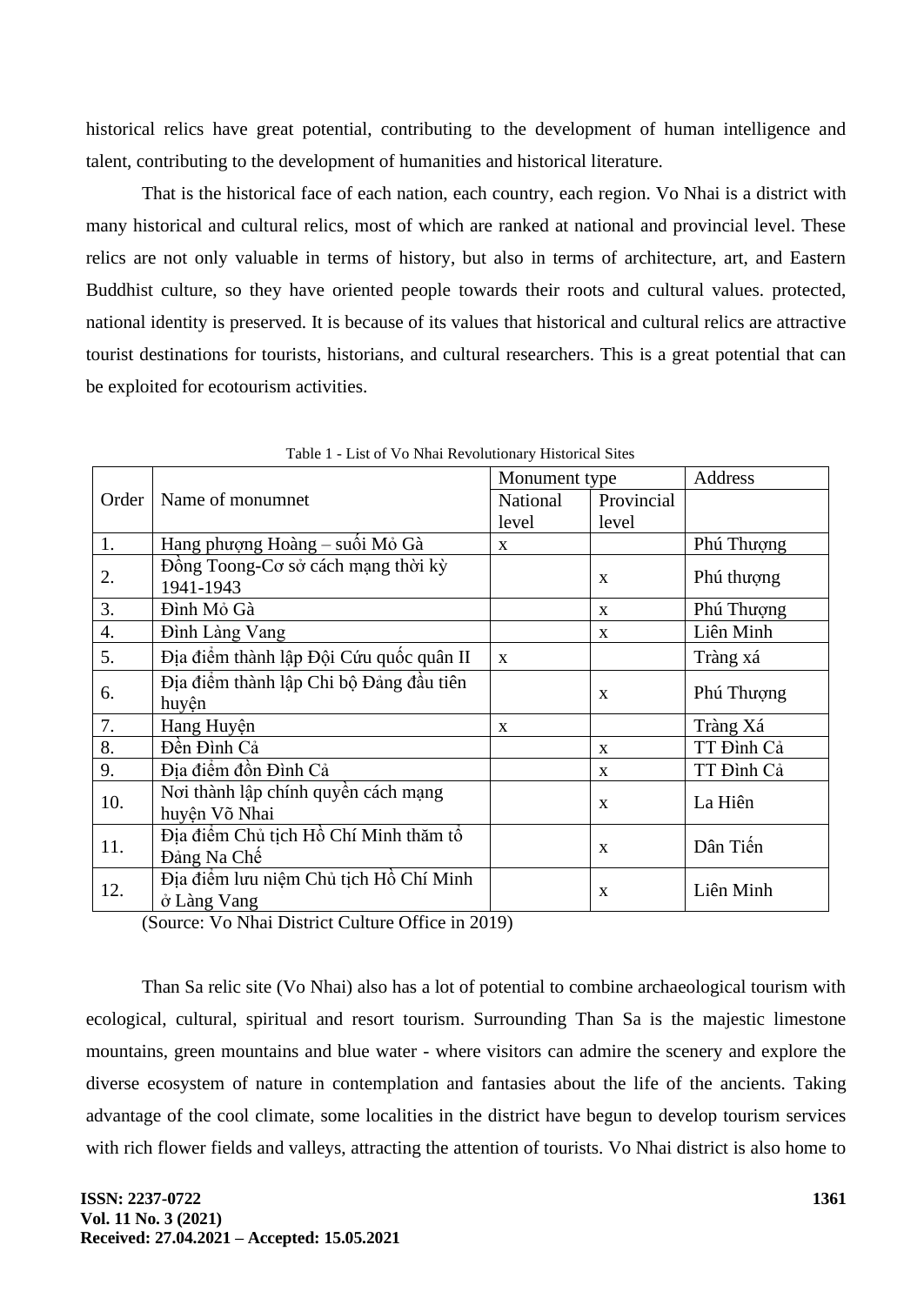historical relics have great potential, contributing to the development of human intelligence and talent, contributing to the development of humanities and historical literature.

That is the historical face of each nation, each country, each region. Vo Nhai is a district with many historical and cultural relics, most of which are ranked at national and provincial level. These relics are not only valuable in terms of history, but also in terms of architecture, art, and Eastern Buddhist culture, so they have oriented people towards their roots and cultural values. protected, national identity is preserved. It is because of its values that historical and cultural relics are attractive tourist destinations for tourists, historians, and cultural researchers. This is a great potential that can be exploited for ecotourism activities.

Table 1 - List of Vo Nhai Revolutionary Historical Sites

| Order | Name of monumnet | Monument type | | Address |
|---|---|---|---|---|
| | | National level | Provincial level | |
| 1. | Hang phượng Hoàng – suối Mỏ Gà | x | | Phú Thượng |
| 2. | Đồng Toong-Cơ sở cách mạng thời kỳ 1941-1943 | | x | Phú thượng |
| 3. | Đình Mỏ Gà | | x | Phú Thượng |
| 4. | Đình Làng Vang | | x | Liên Minh |
| 5. | Địa điểm thành lập Đội Cứu quốc quân II | x | | Tràng xá |
| 6. | Địa điểm thành lập Chi bộ Đảng đầu tiên huyện | | x | Phú Thượng |
| 7. | Hang Huyện | x | | Tràng Xá |
| 8. | Đền Đình Cả | | x | TT Đình Cả |
| 9. | Địa điểm đồn Đình Cả | | x | TT Đình Cả |
| 10. | Nơi thành lập chính quyền cách mạng huyện Võ Nhai | | x | La Hiên |
| 11. | Địa điểm Chủ tịch Hồ Chí Minh thăm tổ Đảng Na Chế | | x | Dân Tiến |
| 12. | Địa điểm lưu niệm Chủ tịch Hồ Chí Minh ở Làng Vang | | x | Liên Minh |

(Source: Vo Nhai District Culture Office in 2019)

Than Sa relic site (Vo Nhai) also has a lot of potential to combine archaeological tourism with ecological, cultural, spiritual and resort tourism. Surrounding Than Sa is the majestic limestone mountains, green mountains and blue water - where visitors can admire the scenery and explore the diverse ecosystem of nature in contemplation and fantasies about the life of the ancients. Taking advantage of the cool climate, some localities in the district have begun to develop tourism services with rich flower fields and valleys, attracting the attention of tourists. Vo Nhai district is also home to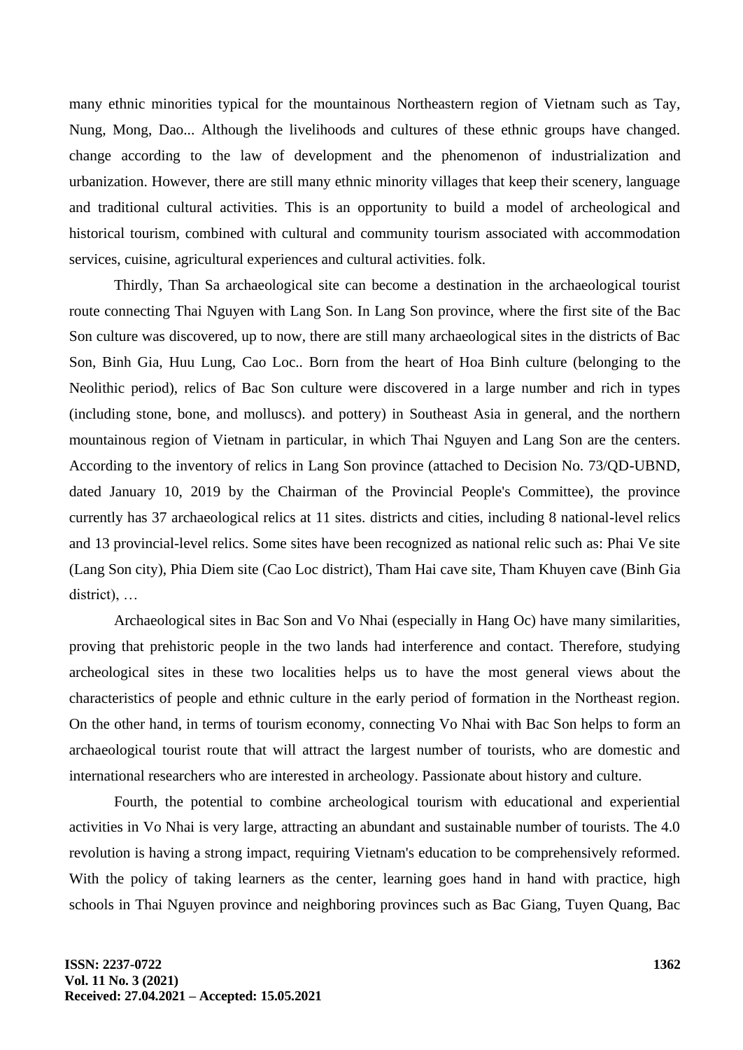many ethnic minorities typical for the mountainous Northeastern region of Vietnam such as Tay, Nung, Mong, Dao... Although the livelihoods and cultures of these ethnic groups have changed. change according to the law of development and the phenomenon of industrialization and urbanization. However, there are still many ethnic minority villages that keep their scenery, language and traditional cultural activities. This is an opportunity to build a model of archeological and historical tourism, combined with cultural and community tourism associated with accommodation services, cuisine, agricultural experiences and cultural activities. folk.

Thirdly, Than Sa archaeological site can become a destination in the archaeological tourist route connecting Thai Nguyen with Lang Son. In Lang Son province, where the first site of the Bac Son culture was discovered, up to now, there are still many archaeological sites in the districts of Bac Son, Binh Gia, Huu Lung, Cao Loc.. Born from the heart of Hoa Binh culture (belonging to the Neolithic period), relics of Bac Son culture were discovered in a large number and rich in types (including stone, bone, and molluscs). and pottery) in Southeast Asia in general, and the northern mountainous region of Vietnam in particular, in which Thai Nguyen and Lang Son are the centers. According to the inventory of relics in Lang Son province (attached to Decision No. 73/QD-UBND, dated January 10, 2019 by the Chairman of the Provincial People's Committee), the province currently has 37 archaeological relics at 11 sites. districts and cities, including 8 national-level relics and 13 provincial-level relics. Some sites have been recognized as national relic such as: Phai Ve site (Lang Son city), Phia Diem site (Cao Loc district), Tham Hai cave site, Tham Khuyen cave (Binh Gia district), …

Archaeological sites in Bac Son and Vo Nhai (especially in Hang Oc) have many similarities, proving that prehistoric people in the two lands had interference and contact. Therefore, studying archeological sites in these two localities helps us to have the most general views about the characteristics of people and ethnic culture in the early period of formation in the Northeast region. On the other hand, in terms of tourism economy, connecting Vo Nhai with Bac Son helps to form an archaeological tourist route that will attract the largest number of tourists, who are domestic and international researchers who are interested in archeology. Passionate about history and culture.

Fourth, the potential to combine archeological tourism with educational and experiential activities in Vo Nhai is very large, attracting an abundant and sustainable number of tourists. The 4.0 revolution is having a strong impact, requiring Vietnam's education to be comprehensively reformed. With the policy of taking learners as the center, learning goes hand in hand with practice, high schools in Thai Nguyen province and neighboring provinces such as Bac Giang, Tuyen Quang, Bac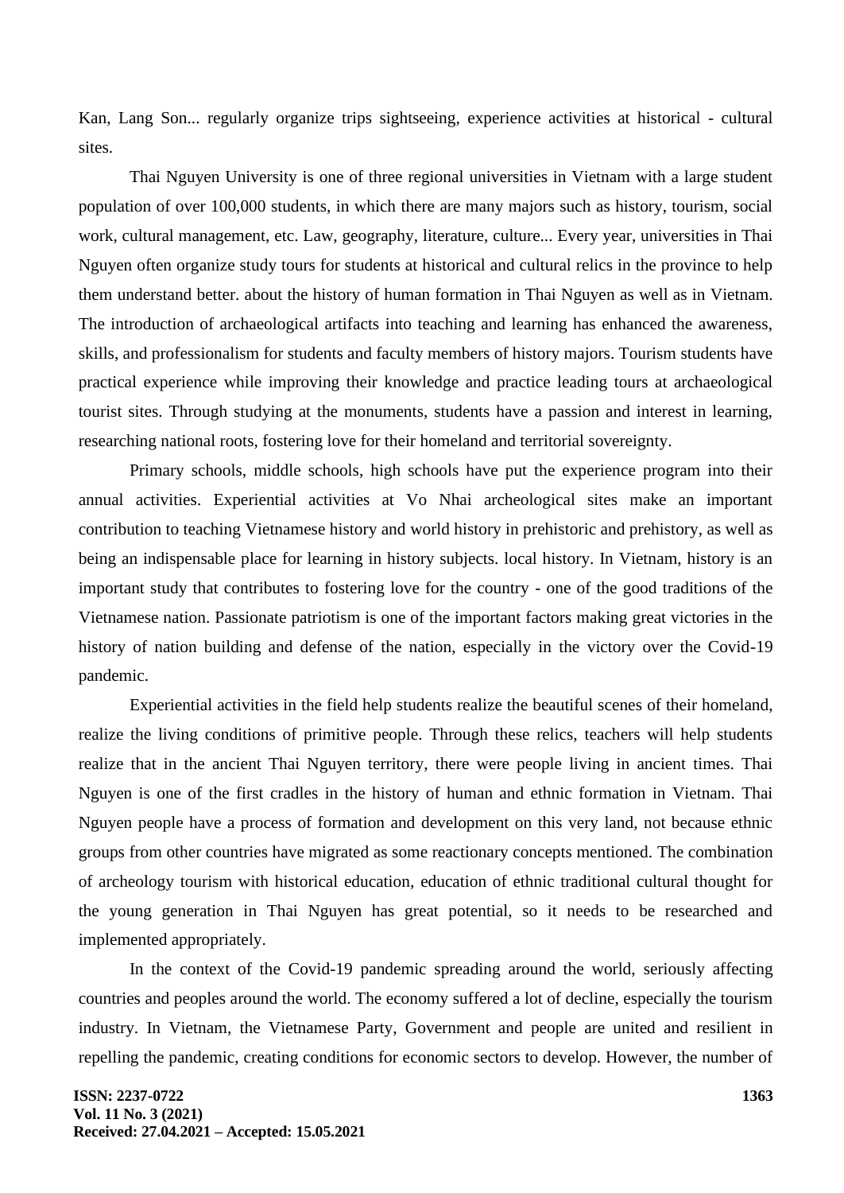Kan, Lang Son... regularly organize trips sightseeing, experience activities at historical - cultural sites.

Thai Nguyen University is one of three regional universities in Vietnam with a large student population of over 100,000 students, in which there are many majors such as history, tourism, social work, cultural management, etc. Law, geography, literature, culture... Every year, universities in Thai Nguyen often organize study tours for students at historical and cultural relics in the province to help them understand better. about the history of human formation in Thai Nguyen as well as in Vietnam. The introduction of archaeological artifacts into teaching and learning has enhanced the awareness, skills, and professionalism for students and faculty members of history majors. Tourism students have practical experience while improving their knowledge and practice leading tours at archaeological tourist sites. Through studying at the monuments, students have a passion and interest in learning, researching national roots, fostering love for their homeland and territorial sovereignty.

Primary schools, middle schools, high schools have put the experience program into their annual activities. Experiential activities at Vo Nhai archeological sites make an important contribution to teaching Vietnamese history and world history in prehistoric and prehistory, as well as being an indispensable place for learning in history subjects. local history. In Vietnam, history is an important study that contributes to fostering love for the country - one of the good traditions of the Vietnamese nation. Passionate patriotism is one of the important factors making great victories in the history of nation building and defense of the nation, especially in the victory over the Covid-19 pandemic.

Experiential activities in the field help students realize the beautiful scenes of their homeland, realize the living conditions of primitive people. Through these relics, teachers will help students realize that in the ancient Thai Nguyen territory, there were people living in ancient times. Thai Nguyen is one of the first cradles in the history of human and ethnic formation in Vietnam. Thai Nguyen people have a process of formation and development on this very land, not because ethnic groups from other countries have migrated as some reactionary concepts mentioned. The combination of archeology tourism with historical education, education of ethnic traditional cultural thought for the young generation in Thai Nguyen has great potential, so it needs to be researched and implemented appropriately.

In the context of the Covid-19 pandemic spreading around the world, seriously affecting countries and peoples around the world. The economy suffered a lot of decline, especially the tourism industry. In Vietnam, the Vietnamese Party, Government and people are united and resilient in repelling the pandemic, creating conditions for economic sectors to develop. However, the number of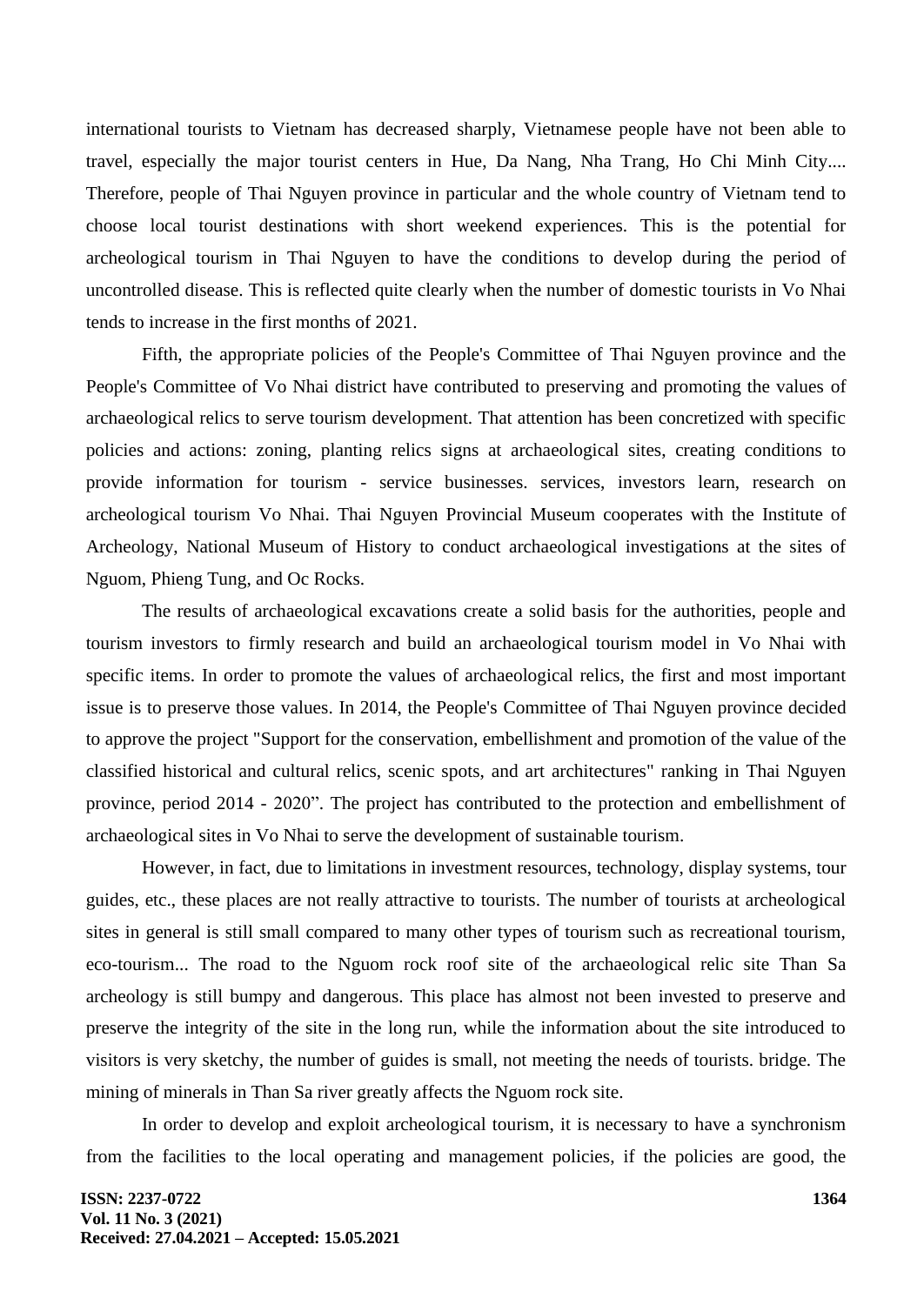international tourists to Vietnam has decreased sharply, Vietnamese people have not been able to travel, especially the major tourist centers in Hue, Da Nang, Nha Trang, Ho Chi Minh City.... Therefore, people of Thai Nguyen province in particular and the whole country of Vietnam tend to choose local tourist destinations with short weekend experiences. This is the potential for archeological tourism in Thai Nguyen to have the conditions to develop during the period of uncontrolled disease. This is reflected quite clearly when the number of domestic tourists in Vo Nhai tends to increase in the first months of 2021.

Fifth, the appropriate policies of the People's Committee of Thai Nguyen province and the People's Committee of Vo Nhai district have contributed to preserving and promoting the values of archaeological relics to serve tourism development. That attention has been concretized with specific policies and actions: zoning, planting relics signs at archaeological sites, creating conditions to provide information for tourism - service businesses. services, investors learn, research on archeological tourism Vo Nhai. Thai Nguyen Provincial Museum cooperates with the Institute of Archeology, National Museum of History to conduct archaeological investigations at the sites of Nguom, Phieng Tung, and Oc Rocks.

The results of archaeological excavations create a solid basis for the authorities, people and tourism investors to firmly research and build an archaeological tourism model in Vo Nhai with specific items. In order to promote the values of archaeological relics, the first and most important issue is to preserve those values. In 2014, the People's Committee of Thai Nguyen province decided to approve the project "Support for the conservation, embellishment and promotion of the value of the classified historical and cultural relics, scenic spots, and art architectures" ranking in Thai Nguyen province, period 2014 - 2020". The project has contributed to the protection and embellishment of archaeological sites in Vo Nhai to serve the development of sustainable tourism.

However, in fact, due to limitations in investment resources, technology, display systems, tour guides, etc., these places are not really attractive to tourists. The number of tourists at archeological sites in general is still small compared to many other types of tourism such as recreational tourism, eco-tourism... The road to the Nguom rock roof site of the archaeological relic site Than Sa archeology is still bumpy and dangerous. This place has almost not been invested to preserve and preserve the integrity of the site in the long run, while the information about the site introduced to visitors is very sketchy, the number of guides is small, not meeting the needs of tourists. bridge. The mining of minerals in Than Sa river greatly affects the Nguom rock site.

In order to develop and exploit archeological tourism, it is necessary to have a synchronism from the facilities to the local operating and management policies, if the policies are good, the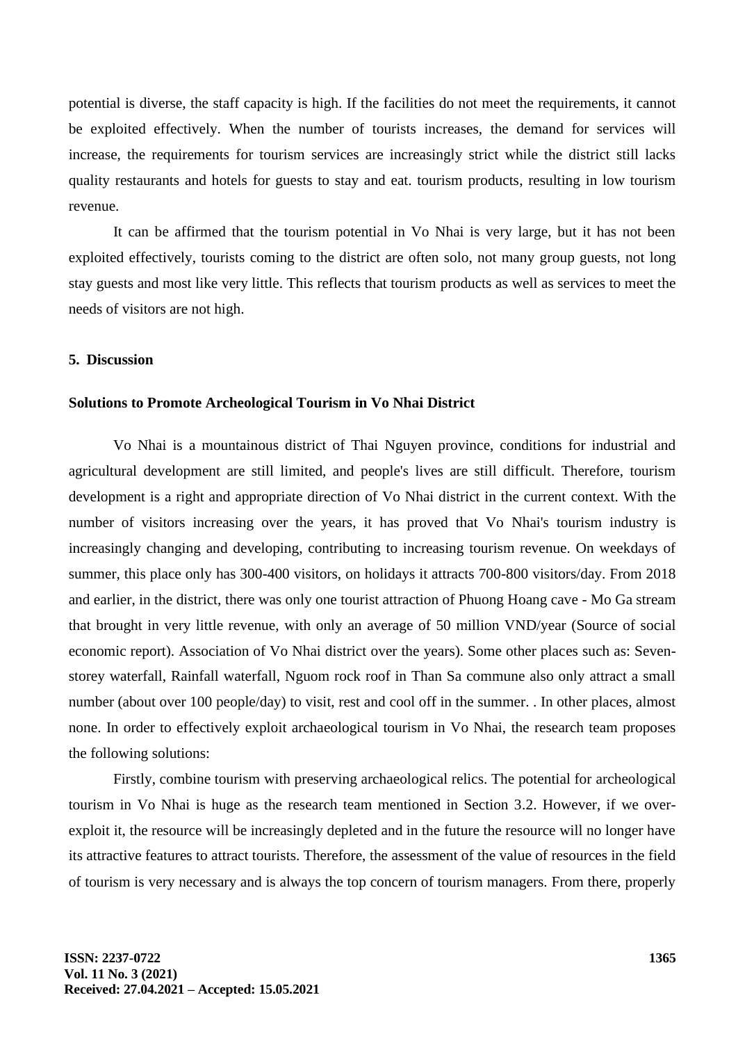potential is diverse, the staff capacity is high. If the facilities do not meet the requirements, it cannot be exploited effectively. When the number of tourists increases, the demand for services will increase, the requirements for tourism services are increasingly strict while the district still lacks quality restaurants and hotels for guests to stay and eat. tourism products, resulting in low tourism revenue.

It can be affirmed that the tourism potential in Vo Nhai is very large, but it has not been exploited effectively, tourists coming to the district are often solo, not many group guests, not long stay guests and most like very little. This reflects that tourism products as well as services to meet the needs of visitors are not high.

## 5. Discussion

### Solutions to Promote Archeological Tourism in Vo Nhai District

Vo Nhai is a mountainous district of Thai Nguyen province, conditions for industrial and agricultural development are still limited, and people's lives are still difficult. Therefore, tourism development is a right and appropriate direction of Vo Nhai district in the current context. With the number of visitors increasing over the years, it has proved that Vo Nhai's tourism industry is increasingly changing and developing, contributing to increasing tourism revenue. On weekdays of summer, this place only has 300-400 visitors, on holidays it attracts 700-800 visitors/day. From 2018 and earlier, in the district, there was only one tourist attraction of Phuong Hoang cave - Mo Ga stream that brought in very little revenue, with only an average of 50 million VND/year (Source of social economic report). Association of Vo Nhai district over the years). Some other places such as: Seven-storey waterfall, Rainfall waterfall, Nguom rock roof in Than Sa commune also only attract a small number (about over 100 people/day) to visit, rest and cool off in the summer. . In other places, almost none. In order to effectively exploit archaeological tourism in Vo Nhai, the research team proposes the following solutions:

Firstly, combine tourism with preserving archaeological relics. The potential for archeological tourism in Vo Nhai is huge as the research team mentioned in Section 3.2. However, if we over-exploit it, the resource will be increasingly depleted and in the future the resource will no longer have its attractive features to attract tourists. Therefore, the assessment of the value of resources in the field of tourism is very necessary and is always the top concern of tourism managers. From there, properly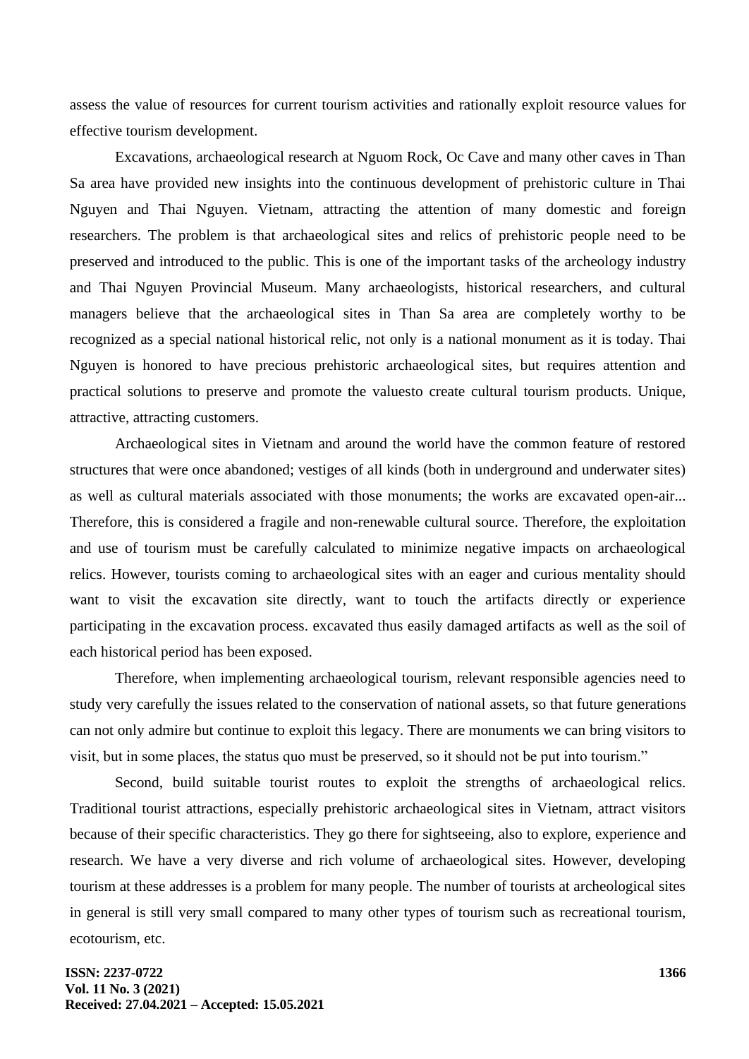assess the value of resources for current tourism activities and rationally exploit resource values for effective tourism development.

Excavations, archaeological research at Nguom Rock, Oc Cave and many other caves in Than Sa area have provided new insights into the continuous development of prehistoric culture in Thai Nguyen and Thai Nguyen. Vietnam, attracting the attention of many domestic and foreign researchers. The problem is that archaeological sites and relics of prehistoric people need to be preserved and introduced to the public. This is one of the important tasks of the archeology industry and Thai Nguyen Provincial Museum. Many archaeologists, historical researchers, and cultural managers believe that the archaeological sites in Than Sa area are completely worthy to be recognized as a special national historical relic, not only is a national monument as it is today. Thai Nguyen is honored to have precious prehistoric archaeological sites, but requires attention and practical solutions to preserve and promote the valuesto create cultural tourism products. Unique, attractive, attracting customers.

Archaeological sites in Vietnam and around the world have the common feature of restored structures that were once abandoned; vestiges of all kinds (both in underground and underwater sites) as well as cultural materials associated with those monuments; the works are excavated open-air... Therefore, this is considered a fragile and non-renewable cultural source. Therefore, the exploitation and use of tourism must be carefully calculated to minimize negative impacts on archaeological relics. However, tourists coming to archaeological sites with an eager and curious mentality should want to visit the excavation site directly, want to touch the artifacts directly or experience participating in the excavation process. excavated thus easily damaged artifacts as well as the soil of each historical period has been exposed.

Therefore, when implementing archaeological tourism, relevant responsible agencies need to study very carefully the issues related to the conservation of national assets, so that future generations can not only admire but continue to exploit this legacy. There are monuments we can bring visitors to visit, but in some places, the status quo must be preserved, so it should not be put into tourism."

Second, build suitable tourist routes to exploit the strengths of archaeological relics. Traditional tourist attractions, especially prehistoric archaeological sites in Vietnam, attract visitors because of their specific characteristics. They go there for sightseeing, also to explore, experience and research. We have a very diverse and rich volume of archaeological sites. However, developing tourism at these addresses is a problem for many people. The number of tourists at archeological sites in general is still very small compared to many other types of tourism such as recreational tourism, ecotourism, etc.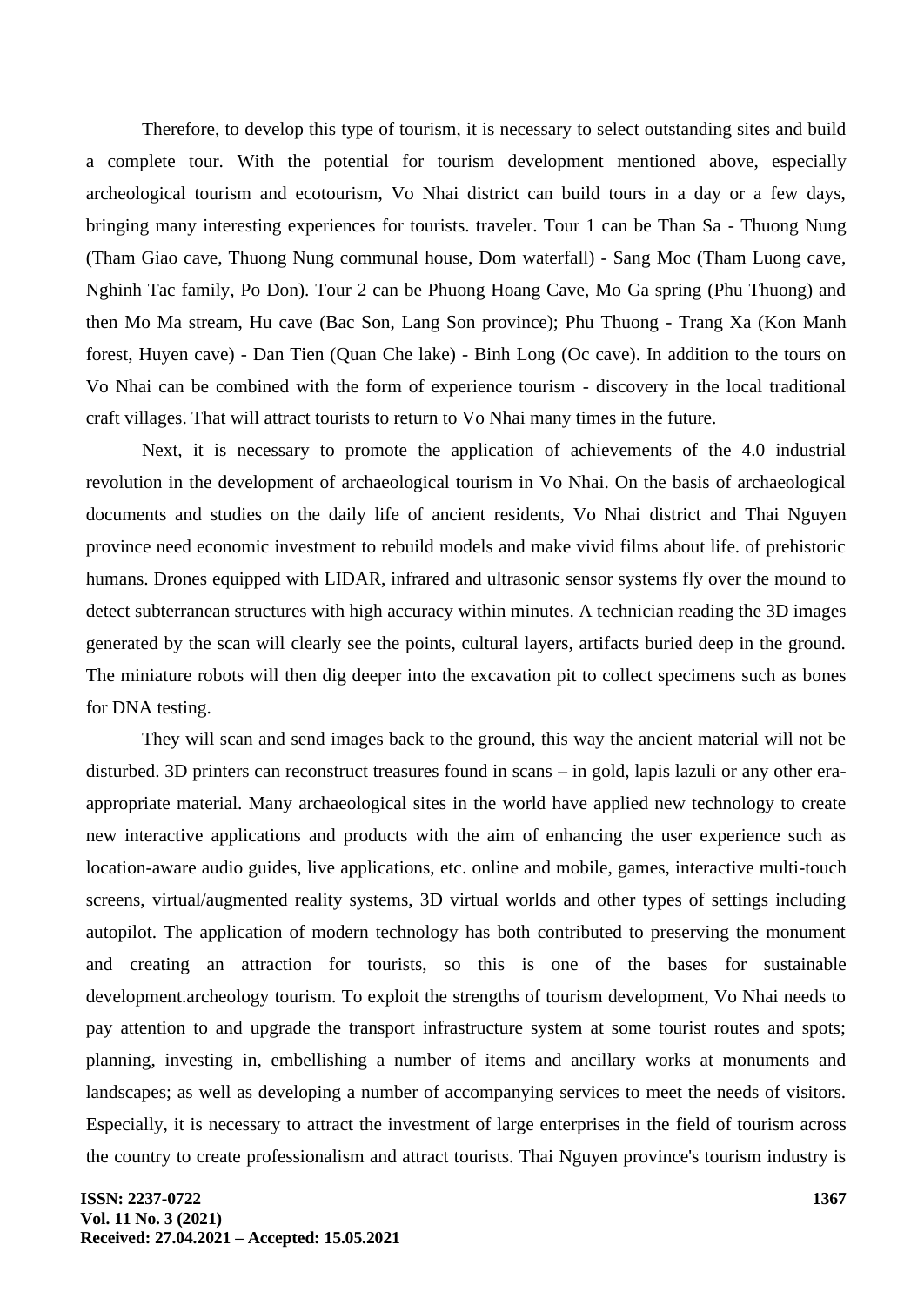Therefore, to develop this type of tourism, it is necessary to select outstanding sites and build a complete tour. With the potential for tourism development mentioned above, especially archeological tourism and ecotourism, Vo Nhai district can build tours in a day or a few days, bringing many interesting experiences for tourists. traveler. Tour 1 can be Than Sa - Thuong Nung (Tham Giao cave, Thuong Nung communal house, Dom waterfall) - Sang Moc (Tham Luong cave, Nghinh Tac family, Po Don). Tour 2 can be Phuong Hoang Cave, Mo Ga spring (Phu Thuong) and then Mo Ma stream, Hu cave (Bac Son, Lang Son province); Phu Thuong - Trang Xa (Kon Manh forest, Huyen cave) - Dan Tien (Quan Che lake) - Binh Long (Oc cave). In addition to the tours on Vo Nhai can be combined with the form of experience tourism - discovery in the local traditional craft villages. That will attract tourists to return to Vo Nhai many times in the future.

Next, it is necessary to promote the application of achievements of the 4.0 industrial revolution in the development of archaeological tourism in Vo Nhai. On the basis of archaeological documents and studies on the daily life of ancient residents, Vo Nhai district and Thai Nguyen province need economic investment to rebuild models and make vivid films about life. of prehistoric humans. Drones equipped with LIDAR, infrared and ultrasonic sensor systems fly over the mound to detect subterranean structures with high accuracy within minutes. A technician reading the 3D images generated by the scan will clearly see the points, cultural layers, artifacts buried deep in the ground. The miniature robots will then dig deeper into the excavation pit to collect specimens such as bones for DNA testing.

They will scan and send images back to the ground, this way the ancient material will not be disturbed. 3D printers can reconstruct treasures found in scans – in gold, lapis lazuli or any other era-appropriate material. Many archaeological sites in the world have applied new technology to create new interactive applications and products with the aim of enhancing the user experience such as location-aware audio guides, live applications, etc. online and mobile, games, interactive multi-touch screens, virtual/augmented reality systems, 3D virtual worlds and other types of settings including autopilot. The application of modern technology has both contributed to preserving the monument and creating an attraction for tourists, so this is one of the bases for sustainable development.archeology tourism. To exploit the strengths of tourism development, Vo Nhai needs to pay attention to and upgrade the transport infrastructure system at some tourist routes and spots; planning, investing in, embellishing a number of items and ancillary works at monuments and landscapes; as well as developing a number of accompanying services to meet the needs of visitors. Especially, it is necessary to attract the investment of large enterprises in the field of tourism across the country to create professionalism and attract tourists. Thai Nguyen province's tourism industry is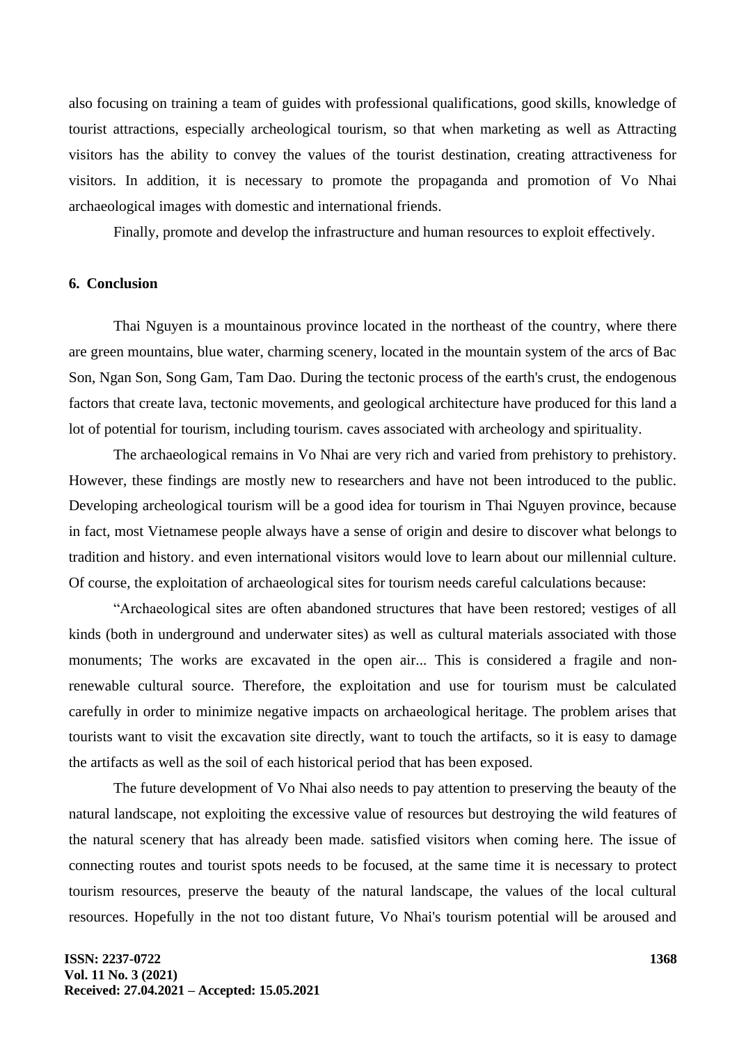also focusing on training a team of guides with professional qualifications, good skills, knowledge of tourist attractions, especially archeological tourism, so that when marketing as well as Attracting visitors has the ability to convey the values of the tourist destination, creating attractiveness for visitors. In addition, it is necessary to promote the propaganda and promotion of Vo Nhai archaeological images with domestic and international friends.

Finally, promote and develop the infrastructure and human resources to exploit effectively.

## 6. Conclusion

Thai Nguyen is a mountainous province located in the northeast of the country, where there are green mountains, blue water, charming scenery, located in the mountain system of the arcs of Bac Son, Ngan Son, Song Gam, Tam Dao. During the tectonic process of the earth's crust, the endogenous factors that create lava, tectonic movements, and geological architecture have produced for this land a lot of potential for tourism, including tourism. caves associated with archeology and spirituality.

The archaeological remains in Vo Nhai are very rich and varied from prehistory to prehistory. However, these findings are mostly new to researchers and have not been introduced to the public. Developing archeological tourism will be a good idea for tourism in Thai Nguyen province, because in fact, most Vietnamese people always have a sense of origin and desire to discover what belongs to tradition and history. and even international visitors would love to learn about our millennial culture. Of course, the exploitation of archaeological sites for tourism needs careful calculations because:

"Archaeological sites are often abandoned structures that have been restored; vestiges of all kinds (both in underground and underwater sites) as well as cultural materials associated with those monuments; The works are excavated in the open air... This is considered a fragile and non-renewable cultural source. Therefore, the exploitation and use for tourism must be calculated carefully in order to minimize negative impacts on archaeological heritage. The problem arises that tourists want to visit the excavation site directly, want to touch the artifacts, so it is easy to damage the artifacts as well as the soil of each historical period that has been exposed.

The future development of Vo Nhai also needs to pay attention to preserving the beauty of the natural landscape, not exploiting the excessive value of resources but destroying the wild features of the natural scenery that has already been made. satisfied visitors when coming here. The issue of connecting routes and tourist spots needs to be focused, at the same time it is necessary to protect tourism resources, preserve the beauty of the natural landscape, the values of the local cultural resources. Hopefully in the not too distant future, Vo Nhai's tourism potential will be aroused and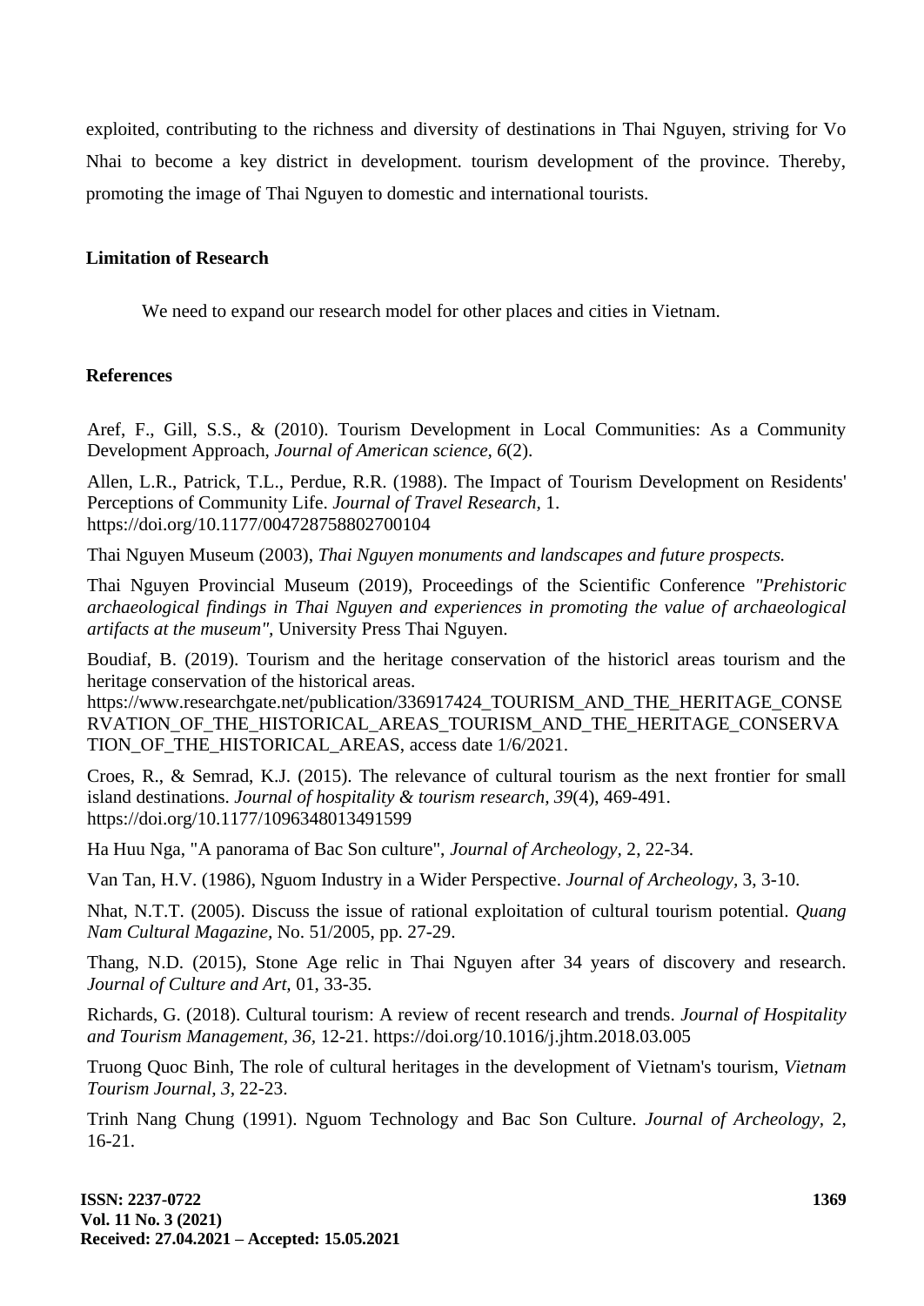exploited, contributing to the richness and diversity of destinations in Thai Nguyen, striving for Vo Nhai to become a key district in development. tourism development of the province. Thereby, promoting the image of Thai Nguyen to domestic and international tourists.

## Limitation of Research

We need to expand our research model for other places and cities in Vietnam.

## References

Aref, F., Gill, S.S., & (2010). Tourism Development in Local Communities: As a Community Development Approach, *Journal of American science, 6*(2).

Allen, L.R., Patrick, T.L., Perdue, R.R. (1988). The Impact of Tourism Development on Residents' Perceptions of Community Life. *Journal of Travel Research*, 1. https://doi.org/10.1177/004728758802700104

Thai Nguyen Museum (2003), *Thai Nguyen monuments and landscapes and future prospects.*

Thai Nguyen Provincial Museum (2019), Proceedings of the Scientific Conference *"Prehistoric archaeological findings in Thai Nguyen and experiences in promoting the value of archaeological artifacts at the museum"*, University Press Thai Nguyen.

Boudiaf, B. (2019). Tourism and the heritage conservation of the historicl areas tourism and the heritage conservation of the historical areas. https://www.researchgate.net/publication/336917424_TOURISM_AND_THE_HERITAGE_CONSERVATION_OF_THE_HISTORICAL_AREAS_TOURISM_AND_THE_HERITAGE_CONSERVATION_OF_THE_HISTORICAL_AREAS, access date 1/6/2021.

Croes, R., & Semrad, K.J. (2015). The relevance of cultural tourism as the next frontier for small island destinations. *Journal of hospitality & tourism research, 39*(4), 469-491. https://doi.org/10.1177/1096348013491599

Ha Huu Nga, "A panorama of Bac Son culture", *Journal of Archeology*, 2, 22-34.

Van Tan, H.V. (1986), Nguom Industry in a Wider Perspective. *Journal of Archeology*, 3, 3-10.

Nhat, N.T.T. (2005). Discuss the issue of rational exploitation of cultural tourism potential. *Quang Nam Cultural Magazine*, No. 51/2005, pp. 27-29.

Thang, N.D. (2015), Stone Age relic in Thai Nguyen after 34 years of discovery and research. *Journal of Culture and Art*, 01, 33-35.

Richards, G. (2018). Cultural tourism: A review of recent research and trends. *Journal of Hospitality and Tourism Management, 36*, 12-21. https://doi.org/10.1016/j.jhtm.2018.03.005

Truong Quoc Binh, The role of cultural heritages in the development of Vietnam's tourism, *Vietnam Tourism Journal, 3*, 22-23.

Trinh Nang Chung (1991). Nguom Technology and Bac Son Culture. *Journal of Archeology*, 2, 16-21.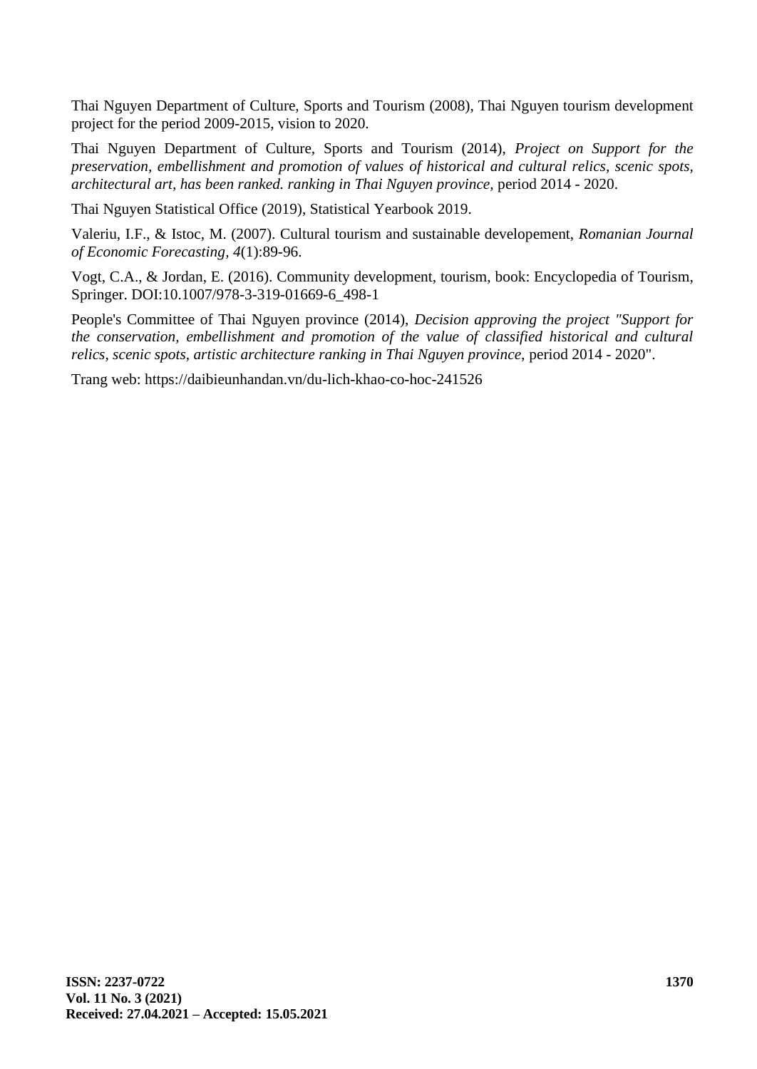Thai Nguyen Department of Culture, Sports and Tourism (2008), Thai Nguyen tourism development project for the period 2009-2015, vision to 2020.

Thai Nguyen Department of Culture, Sports and Tourism (2014), *Project on Support for the preservation, embellishment and promotion of values of historical and cultural relics, scenic spots, architectural art, has been ranked. ranking in Thai Nguyen province*, period 2014 - 2020.

Thai Nguyen Statistical Office (2019), Statistical Yearbook 2019.

Valeriu, I.F., & Istoc, M. (2007). Cultural tourism and sustainable developement, *Romanian Journal of Economic Forecasting*, *4*(1):89-96.

Vogt, C.A., & Jordan, E. (2016). Community development, tourism, book: Encyclopedia of Tourism, Springer. DOI:10.1007/978-3-319-01669-6_498-1

People's Committee of Thai Nguyen province (2014), *Decision approving the project "Support for the conservation, embellishment and promotion of the value of classified historical and cultural relics, scenic spots, artistic architecture ranking in Thai Nguyen province*, period 2014 - 2020".

Trang web: https://daibieunhandan.vn/du-lich-khao-co-hoc-241526